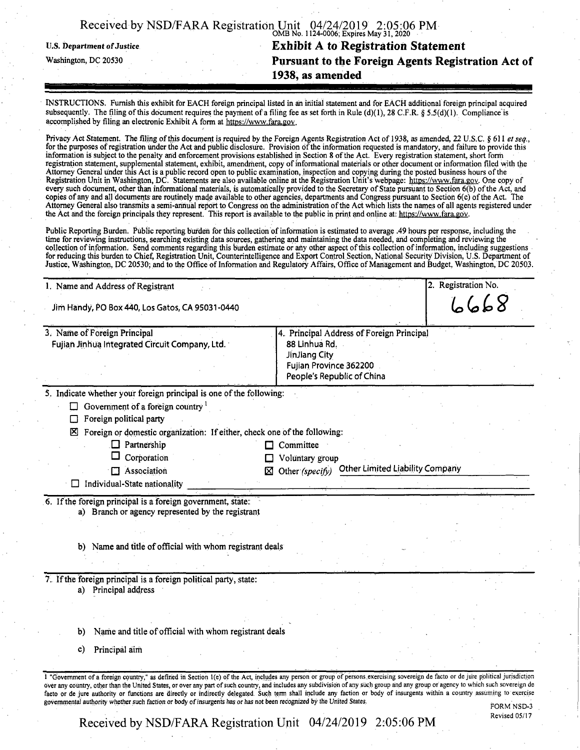U.S. Department of Justice
Washington, DC 20530

OMB No. 1124-0006; Expires May 31, 2020

# Exhibit A to Registration Statement
# Pursuant to the Foreign Agents Registration Act of 1938, as amended

INSTRUCTIONS. Furnish this exhibit for EACH foreign principal listed in an initial statement and for EACH additional foreign principal acquired subsequently. The filing of this document requires the payment of a filing fee as set forth in Rule (d)(1), 28 C.F.R. § 5.5(d)(1). Compliance is accomplished by filing an electronic Exhibit A form at https://www.fara.gov.

Privacy Act Statement. The filing of this document is required by the Foreign Agents Registration Act of 1938, as amended, 22 U.S.C. § 611 *et seq.*, for the purposes of registration under the Act and public disclosure. Provision of the information requested is mandatory, and failure to provide this information is subject to the penalty and enforcement provisions established in Section 8 of the Act. Every registration statement, short form registration statement, supplemental statement, exhibit, amendment, copy of informational materials or other document or information filed with the Attorney General under this Act is a public record open to public examination, inspection and copying during the posted business hours of the Registration Unit in Washington, DC. Statements are also available online at the Registration Unit's webpage: https://www.fara.gov. One copy of every such document, other than informational materials, is automatically provided to the Secretary of State pursuant to Section 6(b) of the Act, and copies of any and all documents are routinely made available to other agencies, departments and Congress pursuant to Section 6(c) of the Act. The Attorney General also transmits a semi-annual report to Congress on the administration of the Act which lists the names of all agents registered under the Act and the foreign principals they represent. This report is available to the public in print and online at: https://www.fara.gov.

Public Reporting Burden. Public reporting burden for this collection of information is estimated to average .49 hours per response, including the time for reviewing instructions, searching existing data sources, gathering and maintaining the data needed, and completing and reviewing the collection of information. Send comments regarding this burden estimate or any other aspect of this collection of information, including suggestions for reducing this burden to Chief, Registration Unit, Counterintelligence and Export Control Section, National Security Division, U.S. Department of Justice, Washington, DC 20530; and to the Office of Information and Regulatory Affairs, Office of Management and Budget, Washington, DC 20503.

| 1. Name and Address of Registrant | 2. Registration No. |
|---|---|
| Jim Handy, PO Box 440, Los Gatos, CA 95031-0440 | 6668 |

| 3. Name of Foreign Principal | 4. Principal Address of Foreign Principal |
|---|---|
| Fujian Jinhua Integrated Circuit Company, Ltd. | 88 Linhua Rd.<br>JinJiang City<br>Fujian Province 362200<br>People's Republic of China |

5. Indicate whether your foreign principal is one of the following:

- ☐ Government of a foreign country [1]
- ☐ Foreign political party
- ☒ Foreign or domestic organization: If either, check one of the following:
  - ☐ Partnership
  - ☐ Corporation
  - ☐ Association
  - ☐ Committee
  - ☐ Voluntary group
  - ☒ Other *(specify)* Other Limited Liability Company
- ☐ Individual-State nationality

6. If the foreign principal is a foreign government, state:
   a) Branch or agency represented by the registrant

   b) Name and title of official with whom registrant deals

7. If the foreign principal is a foreign political party, state:
   a) Principal address

   b) Name and title of official with whom registrant deals

   c) Principal aim

1 "Government of a foreign country," as defined in Section 1(e) of the Act, includes any person or group of persons exercising sovereign de facto or de jure political jurisdiction over any country, other than the United States, or over any part of such country, and includes any subdivision of any such group and any group or agency to which such sovereign de facto or de jure authority or functions are directly or indirectly delegated. Such term shall include any faction or body of insurgents within a country assuming to exercise governmental authority whether such faction or body of insurgents has or has not been recognized by the United States.

FORM NSD-3
Revised 05/17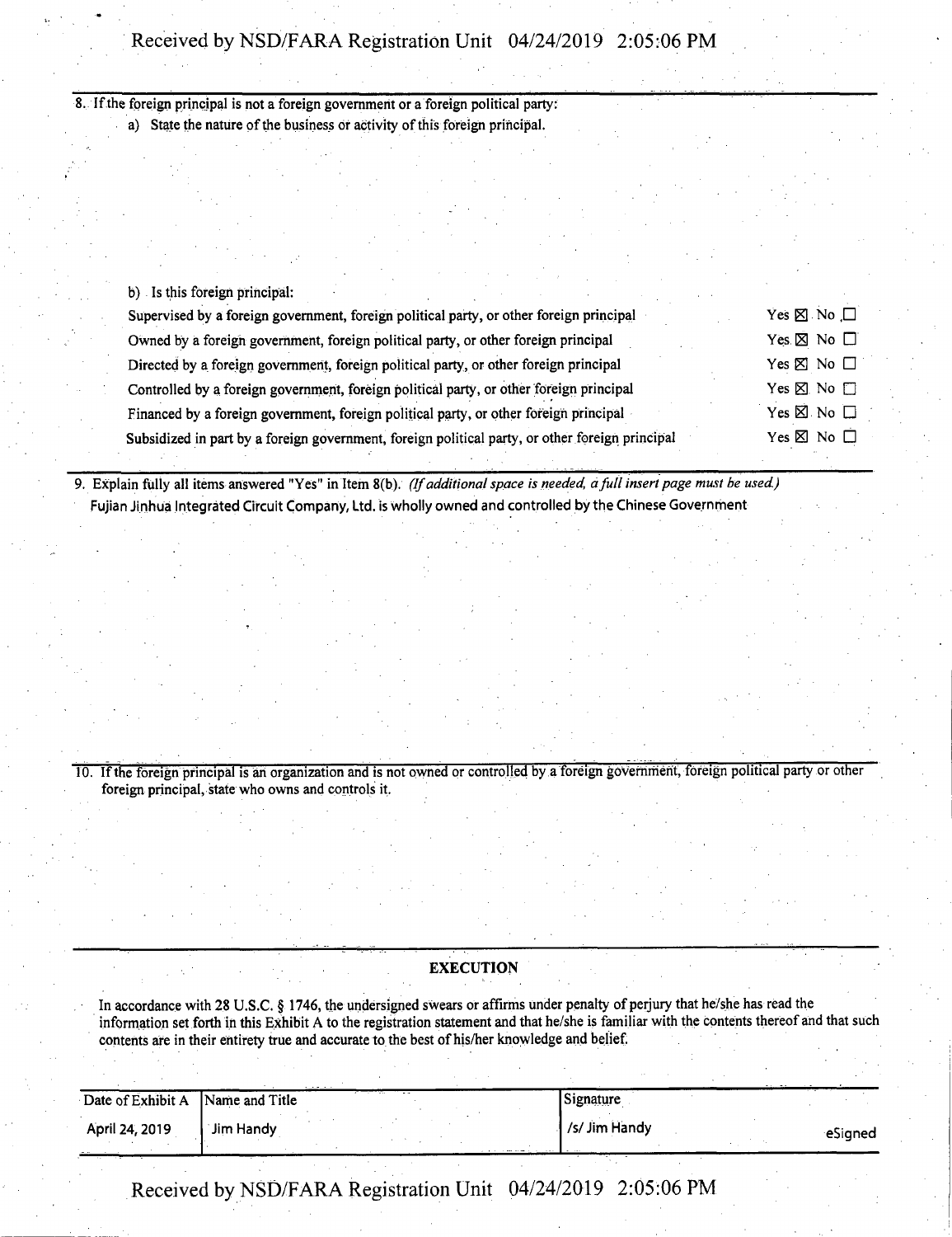8. If the foreign principal is not a foreign government or a foreign political party:

a) State the nature of the business or activity of this foreign principal.

b) Is this foreign principal:

| | |
|---|---|
| Supervised by a foreign government, foreign political party, or other foreign principal | Yes ☒ No ☐ |
| Owned by a foreign government, foreign political party, or other foreign principal | Yes ☒ No ☐ |
| Directed by a foreign government, foreign political party, or other foreign principal | Yes ☒ No ☐ |
| Controlled by a foreign government, foreign political party, or other foreign principal | Yes ☒ No ☐ |
| Financed by a foreign government, foreign political party, or other foreign principal | Yes ☒ No ☐ |
| Subsidized in part by a foreign government, foreign political party, or other foreign principal | Yes ☒ No ☐ |

9. Explain fully all items answered "Yes" in Item 8(b). *(If additional space is needed, a full insert page must be used.)*

Fujian Jinhua Integrated Circuit Company, Ltd. is wholly owned and controlled by the Chinese Government

10. If the foreign principal is an organization and is not owned or controlled by a foreign government, foreign political party or other foreign principal, state who owns and controls it.

## EXECUTION

In accordance with 28 U.S.C. § 1746, the undersigned swears or affirms under penalty of perjury that he/she has read the information set forth in this Exhibit A to the registration statement and that he/she is familiar with the contents thereof and that such contents are in their entirety true and accurate to the best of his/her knowledge and belief.

| Date of Exhibit A | Name and Title | Signature |
|---|---|---|
| April 24, 2019 | Jim Handy | /s/ Jim Handy eSigned |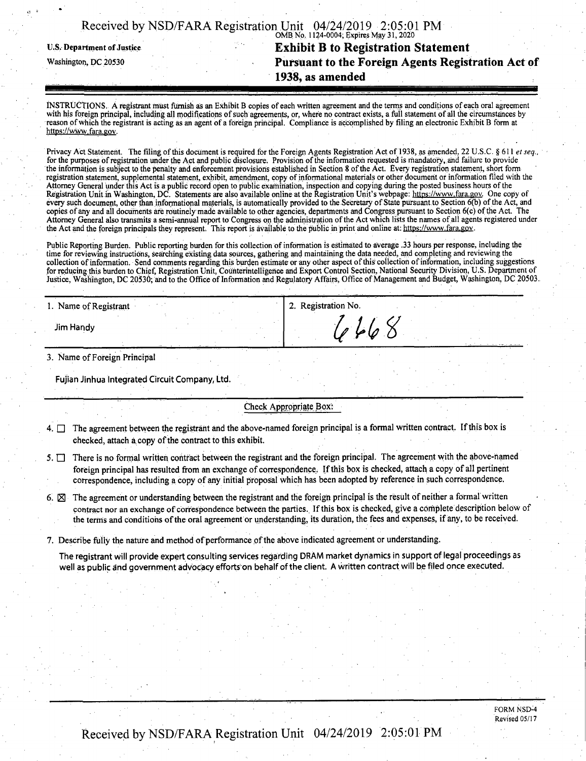U.S. Department of Justice
Washington, DC 20530

OMB No. 1124-0004; Expires May 31, 2020

# Exhibit B to Registration Statement Pursuant to the Foreign Agents Registration Act of 1938, as amended

INSTRUCTIONS. A registrant must furnish as an Exhibit B copies of each written agreement and the terms and conditions of each oral agreement with his foreign principal, including all modifications of such agreements, or, where no contract exists, a full statement of all the circumstances by reason of which the registrant is acting as an agent of a foreign principal. Compliance is accomplished by filing an electronic Exhibit B form at https://www.fara.gov.

Privacy Act Statement. The filing of this document is required for the Foreign Agents Registration Act of 1938, as amended, 22 U.S.C. § 611 *et seq.*, for the purposes of registration under the Act and public disclosure. Provision of the information requested is mandatory, and failure to provide the information is subject to the penalty and enforcement provisions established in Section 8 of the Act. Every registration statement, short form registration statement, supplemental statement, exhibit, amendment, copy of informational materials or other document or information filed with the Attorney General under this Act is a public record open to public examination, inspection and copying during the posted business hours of the Registration Unit in Washington, DC. Statements are also available online at the Registration Unit's webpage: https://www.fara.gov. One copy of every such document, other than informational materials, is automatically provided to the Secretary of State pursuant to Section 6(b) of the Act, and copies of any and all documents are routinely made available to other agencies, departments and Congress pursuant to Section 6(c) of the Act. The Attorney General also transmits a semi-annual report to Congress on the administration of the Act which lists the names of all agents registered under the Act and the foreign principals they represent. This report is available to the public in print and online at: https://www.fara.gov.

Public Reporting Burden. Public reporting burden for this collection of information is estimated to average .33 hours per response, including the time for reviewing instructions, searching existing data sources, gathering and maintaining the data needed, and completing and reviewing the collection of information. Send comments regarding this burden estimate or any other aspect of this collection of information, including suggestions for reducing this burden to Chief, Registration Unit, Counterintelligence and Export Control Section, National Security Division, U.S. Department of Justice, Washington, DC 20530; and to the Office of Information and Regulatory Affairs, Office of Management and Budget, Washington, DC 20503.

| 1. Name of Registrant | 2. Registration No. |
|---|---|
| Jim Handy | 6668 |

3. Name of Foreign Principal

Fujian Jinhua Integrated Circuit Company, Ltd.

Check Appropriate Box:

4. ☐ The agreement between the registrant and the above-named foreign principal is a formal written contract. If this box is checked, attach a copy of the contract to this exhibit.

5. ☐ There is no formal written contract between the registrant and the foreign principal. The agreement with the above-named foreign principal has resulted from an exchange of correspondence. If this box is checked, attach a copy of all pertinent correspondence, including a copy of any initial proposal which has been adopted by reference in such correspondence.

6. ☒ The agreement or understanding between the registrant and the foreign principal is the result of neither a formal written contract nor an exchange of correspondence between the parties. If this box is checked, give a complete description below of the terms and conditions of the oral agreement or understanding, its duration, the fees and expenses, if any, to be received.

7. Describe fully the nature and method of performance of the above indicated agreement or understanding.

The registrant will provide expert consulting services regarding DRAM market dynamics in support of legal proceedings as well as public and government advocacy efforts on behalf of the client. A written contract will be filed once executed.

FORM NSD-4
Revised 05/17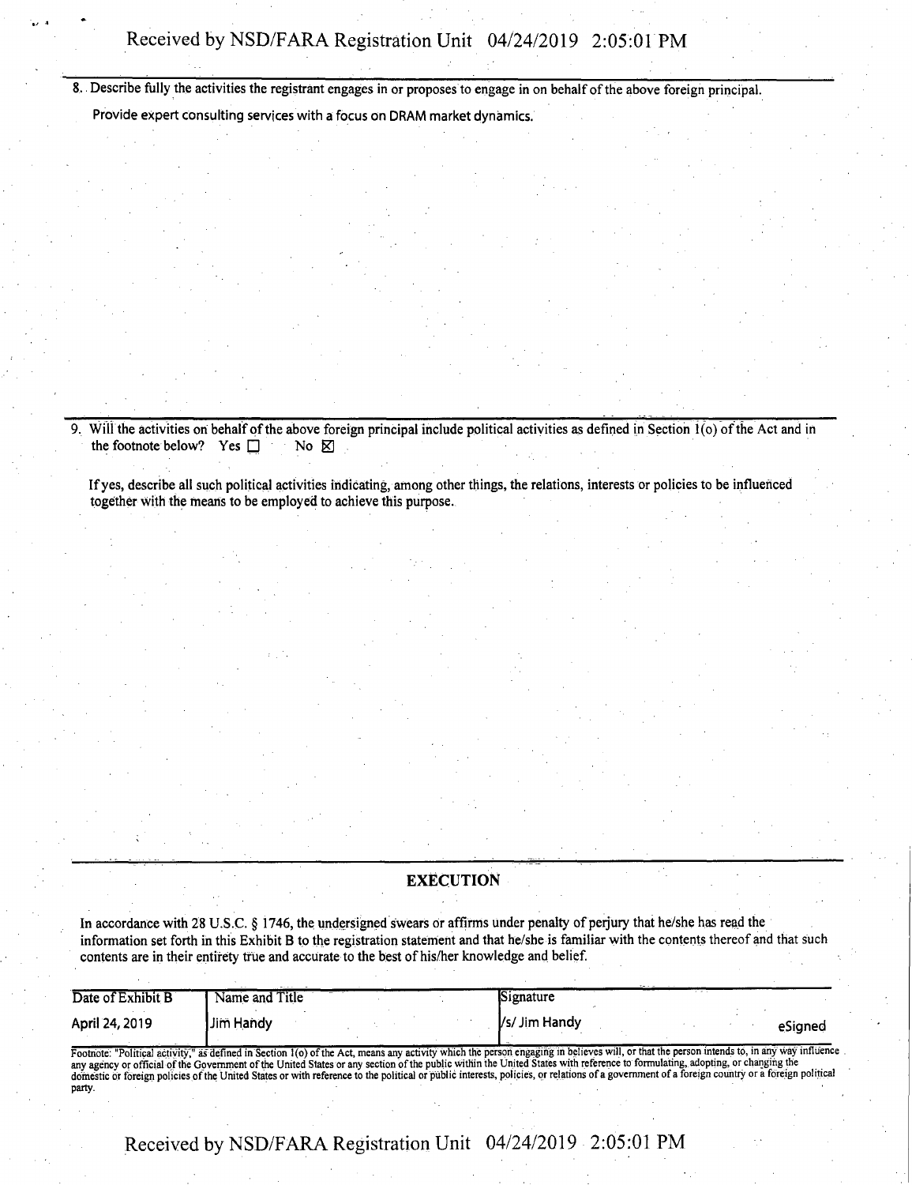8. Describe fully the activities the registrant engages in or proposes to engage in on behalf of the above foreign principal.

Provide expert consulting services with a focus on DRAM market dynamics.

9. Will the activities on behalf of the above foreign principal include political activities as defined in Section 1(o) of the Act and in the footnote below? Yes ☐ No ☒

If yes, describe all such political activities indicating, among other things, the relations, interests or policies to be influenced together with the means to be employed to achieve this purpose.

## EXECUTION

In accordance with 28 U.S.C. § 1746, the undersigned swears or affirms under penalty of perjury that he/she has read the information set forth in this Exhibit B to the registration statement and that he/she is familiar with the contents thereof and that such contents are in their entirety true and accurate to the best of his/her knowledge and belief.

| Date of Exhibit B | Name and Title | Signature | |
|---|---|---|---|
| April 24, 2019 | Jim Handy | /s/ Jim Handy | eSigned |

Footnote: "Political activity," as defined in Section 1(o) of the Act, means any activity which the person engaging in believes will, or that the person intends to, in any way influence any agency or official of the Government of the United States or any section of the public within the United States with reference to formulating, adopting, or changing the domestic or foreign policies of the United States or with reference to the political or public interests, policies, or relations of a government of a foreign country or a foreign political party.